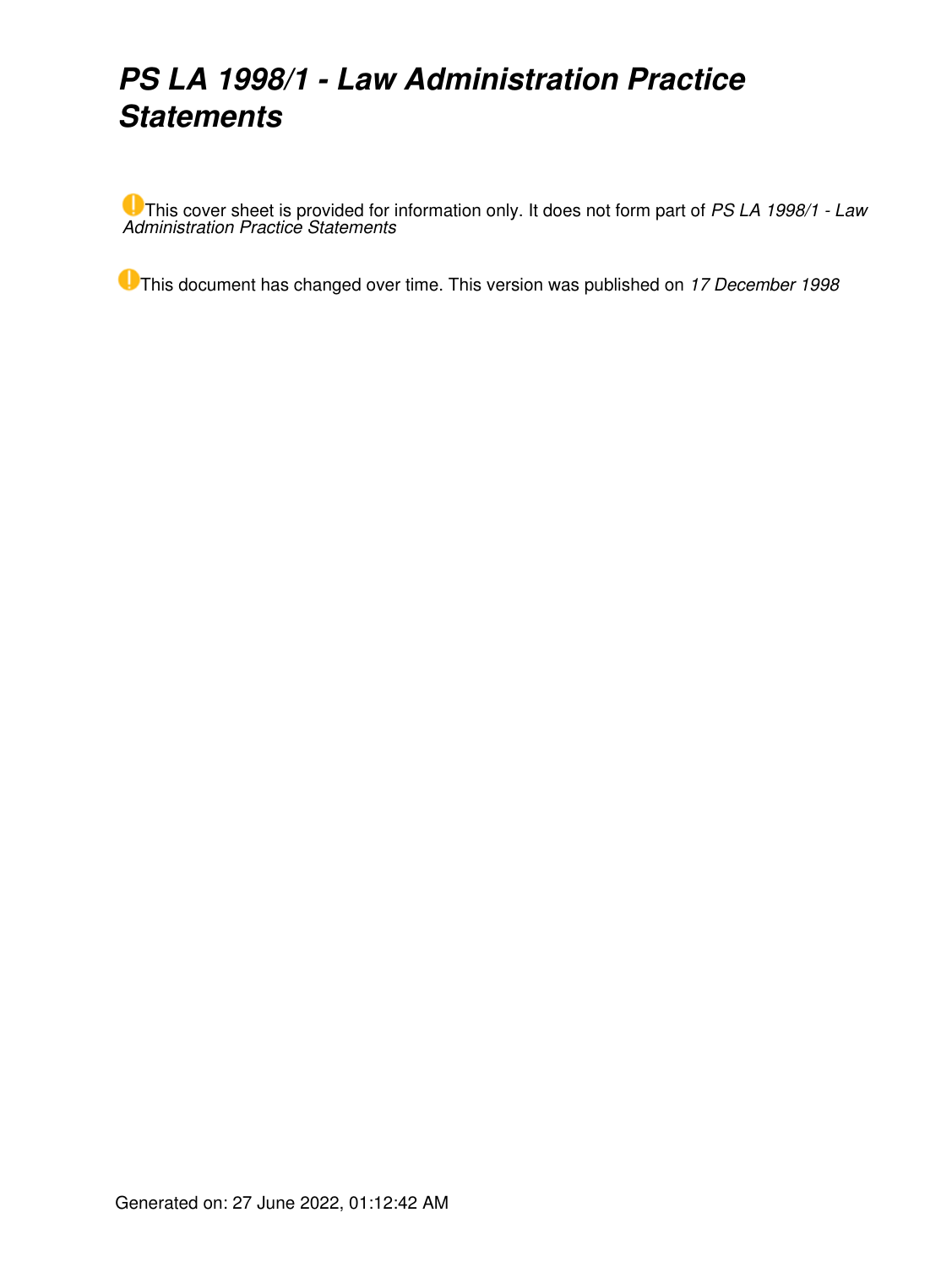# *PS LA 1998/1 - Law Administration Practice Statements*

This cover sheet is provided for information only. It does not form part of *PS LA 1998/1 - Law Administration Practice Statements*

This document has changed over time. This version was published on *17 December 1998*

Generated on: 27 June 2022, 01:12:42 AM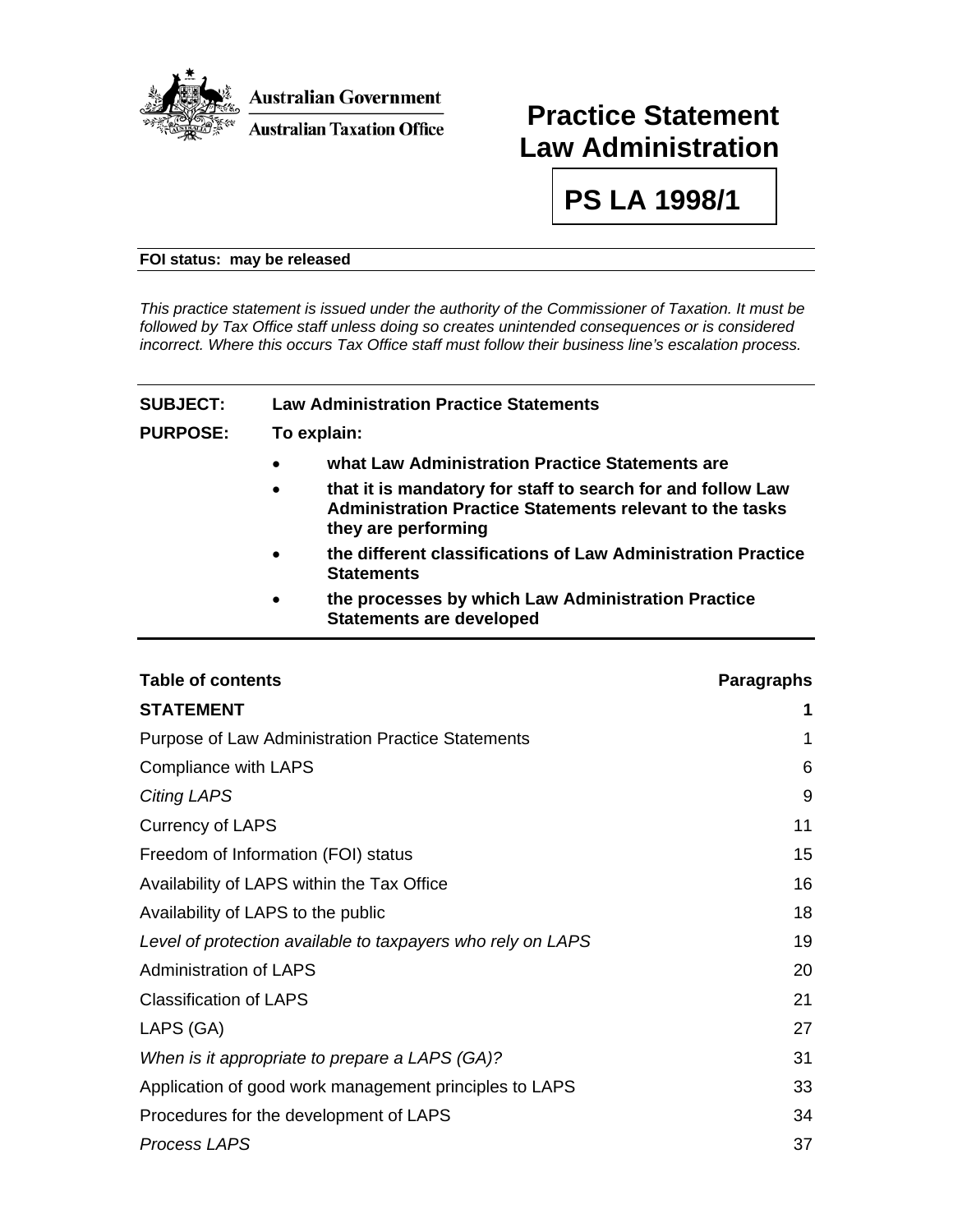Australian Government

Australian Taxation Office

# Practice Statement Law Administration

## PS LA 1998/1

**FOI status: may be released**

*This practice statement is issued under the authority of the Commissioner of Taxation. It must be followed by Tax Office staff unless doing so creates unintended consequences or is considered incorrect. Where this occurs Tax Office staff must follow their business line's escalation process.*

**SUBJECT:** **Law Administration Practice Statements**

**PURPOSE:** **To explain:**

- **what Law Administration Practice Statements are**
- **that it is mandatory for staff to search for and follow Law Administration Practice Statements relevant to the tasks they are performing**
- **the different classifications of Law Administration Practice Statements**
- **the processes by which Law Administration Practice Statements are developed**

| **Table of contents** | **Paragraphs** |
|---|---|
| **STATEMENT** | **1** |
| Purpose of Law Administration Practice Statements | 1 |
| Compliance with LAPS | 6 |
| *Citing LAPS* | 9 |
| Currency of LAPS | 11 |
| Freedom of Information (FOI) status | 15 |
| Availability of LAPS within the Tax Office | 16 |
| Availability of LAPS to the public | 18 |
| *Level of protection available to taxpayers who rely on LAPS* | 19 |
| Administration of LAPS | 20 |
| Classification of LAPS | 21 |
| LAPS (GA) | 27 |
| *When is it appropriate to prepare a LAPS (GA)?* | 31 |
| Application of good work management principles to LAPS | 33 |
| Procedures for the development of LAPS | 34 |
| *Process LAPS* | 37 |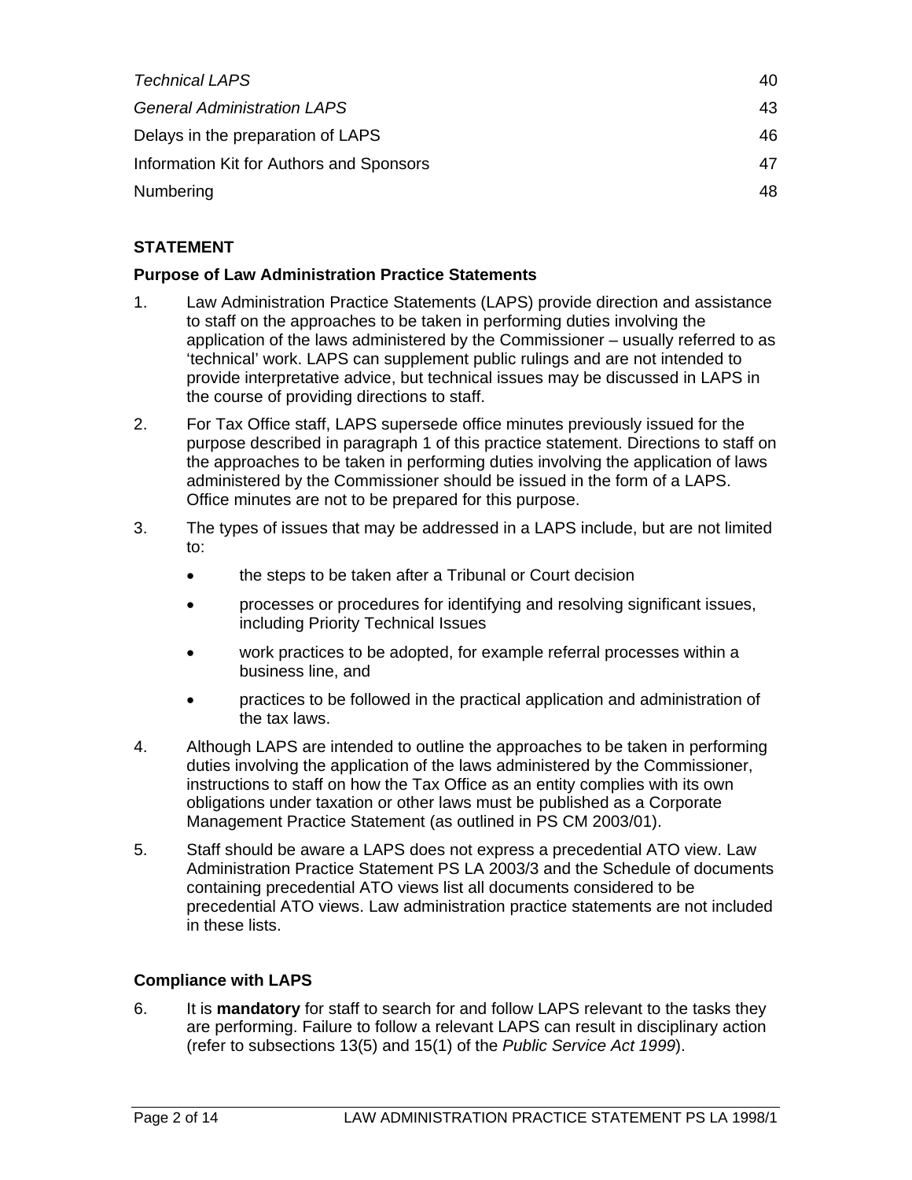| | |
|---|---|
| *Technical LAPS* | 40 |
| *General Administration LAPS* | 43 |
| Delays in the preparation of LAPS | 46 |
| Information Kit for Authors and Sponsors | 47 |
| Numbering | 48 |

## STATEMENT

### Purpose of Law Administration Practice Statements

1. Law Administration Practice Statements (LAPS) provide direction and assistance to staff on the approaches to be taken in performing duties involving the application of the laws administered by the Commissioner – usually referred to as 'technical' work. LAPS can supplement public rulings and are not intended to provide interpretative advice, but technical issues may be discussed in LAPS in the course of providing directions to staff.

2. For Tax Office staff, LAPS supersede office minutes previously issued for the purpose described in paragraph 1 of this practice statement. Directions to staff on the approaches to be taken in performing duties involving the application of laws administered by the Commissioner should be issued in the form of a LAPS. Office minutes are not to be prepared for this purpose.

3. The types of issues that may be addressed in a LAPS include, but are not limited to:

   - the steps to be taken after a Tribunal or Court decision
   - processes or procedures for identifying and resolving significant issues, including Priority Technical Issues
   - work practices to be adopted, for example referral processes within a business line, and
   - practices to be followed in the practical application and administration of the tax laws.

4. Although LAPS are intended to outline the approaches to be taken in performing duties involving the application of the laws administered by the Commissioner, instructions to staff on how the Tax Office as an entity complies with its own obligations under taxation or other laws must be published as a Corporate Management Practice Statement (as outlined in PS CM 2003/01).

5. Staff should be aware a LAPS does not express a precedential ATO view. Law Administration Practice Statement PS LA 2003/3 and the Schedule of documents containing precedential ATO views list all documents considered to be precedential ATO views. Law administration practice statements are not included in these lists.

### Compliance with LAPS

6. It is **mandatory** for staff to search for and follow LAPS relevant to the tasks they are performing. Failure to follow a relevant LAPS can result in disciplinary action (refer to subsections 13(5) and 15(1) of the *Public Service Act 1999*).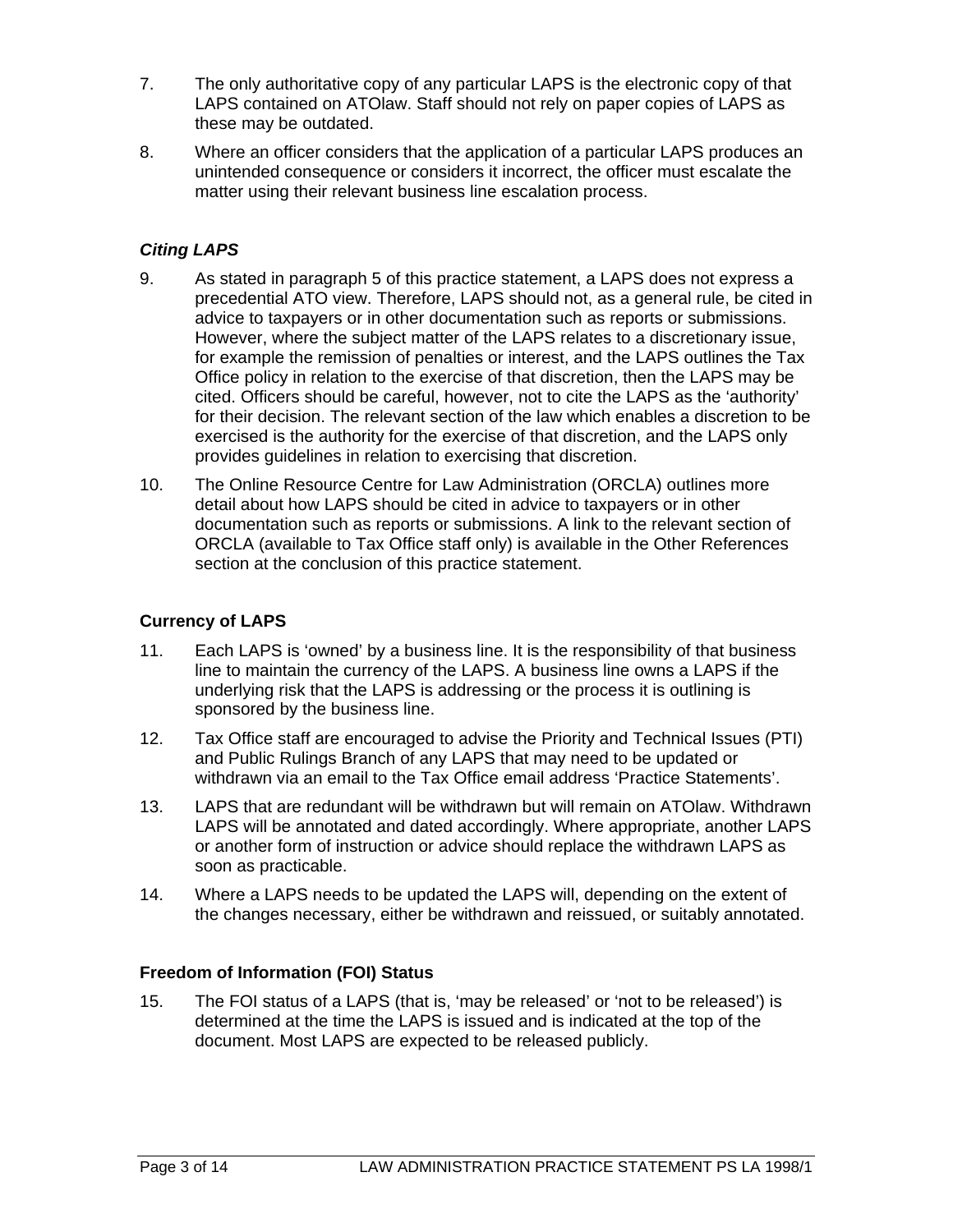7. The only authoritative copy of any particular LAPS is the electronic copy of that LAPS contained on ATOlaw. Staff should not rely on paper copies of LAPS as these may be outdated.

8. Where an officer considers that the application of a particular LAPS produces an unintended consequence or considers it incorrect, the officer must escalate the matter using their relevant business line escalation process.

### *Citing LAPS*

9. As stated in paragraph 5 of this practice statement, a LAPS does not express a precedential ATO view. Therefore, LAPS should not, as a general rule, be cited in advice to taxpayers or in other documentation such as reports or submissions. However, where the subject matter of the LAPS relates to a discretionary issue, for example the remission of penalties or interest, and the LAPS outlines the Tax Office policy in relation to the exercise of that discretion, then the LAPS may be cited. Officers should be careful, however, not to cite the LAPS as the 'authority' for their decision. The relevant section of the law which enables a discretion to be exercised is the authority for the exercise of that discretion, and the LAPS only provides guidelines in relation to exercising that discretion.

10. The Online Resource Centre for Law Administration (ORCLA) outlines more detail about how LAPS should be cited in advice to taxpayers or in other documentation such as reports or submissions. A link to the relevant section of ORCLA (available to Tax Office staff only) is available in the Other References section at the conclusion of this practice statement.

### Currency of LAPS

11. Each LAPS is 'owned' by a business line. It is the responsibility of that business line to maintain the currency of the LAPS. A business line owns a LAPS if the underlying risk that the LAPS is addressing or the process it is outlining is sponsored by the business line.

12. Tax Office staff are encouraged to advise the Priority and Technical Issues (PTI) and Public Rulings Branch of any LAPS that may need to be updated or withdrawn via an email to the Tax Office email address 'Practice Statements'.

13. LAPS that are redundant will be withdrawn but will remain on ATOlaw. Withdrawn LAPS will be annotated and dated accordingly. Where appropriate, another LAPS or another form of instruction or advice should replace the withdrawn LAPS as soon as practicable.

14. Where a LAPS needs to be updated the LAPS will, depending on the extent of the changes necessary, either be withdrawn and reissued, or suitably annotated.

### Freedom of Information (FOI) Status

15. The FOI status of a LAPS (that is, 'may be released' or 'not to be released') is determined at the time the LAPS is issued and is indicated at the top of the document. Most LAPS are expected to be released publicly.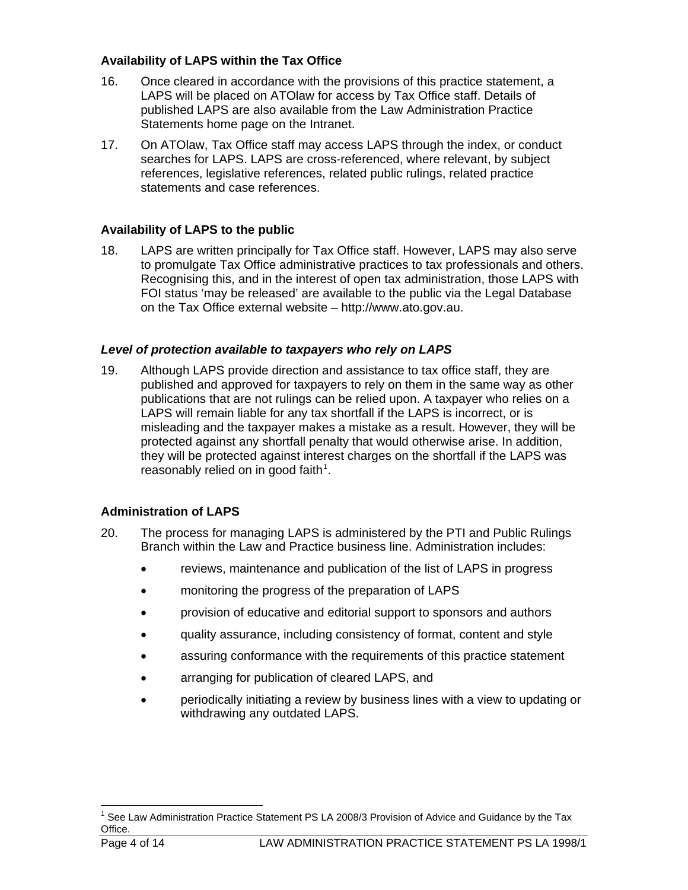### Availability of LAPS within the Tax Office

16. Once cleared in accordance with the provisions of this practice statement, a LAPS will be placed on ATOlaw for access by Tax Office staff. Details of published LAPS are also available from the Law Administration Practice Statements home page on the Intranet.

17. On ATOlaw, Tax Office staff may access LAPS through the index, or conduct searches for LAPS. LAPS are cross-referenced, where relevant, by subject references, legislative references, related public rulings, related practice statements and case references.

### Availability of LAPS to the public

18. LAPS are written principally for Tax Office staff. However, LAPS may also serve to promulgate Tax Office administrative practices to tax professionals and others. Recognising this, and in the interest of open tax administration, those LAPS with FOI status 'may be released' are available to the public via the Legal Database on the Tax Office external website – http://www.ato.gov.au.

### *Level of protection available to taxpayers who rely on LAPS*

19. Although LAPS provide direction and assistance to tax office staff, they are published and approved for taxpayers to rely on them in the same way as other publications that are not rulings can be relied upon. A taxpayer who relies on a LAPS will remain liable for any tax shortfall if the LAPS is incorrect, or is misleading and the taxpayer makes a mistake as a result. However, they will be protected against any shortfall penalty that would otherwise arise. In addition, they will be protected against interest charges on the shortfall if the LAPS was reasonably relied on in good faith[1].

### Administration of LAPS

20. The process for managing LAPS is administered by the PTI and Public Rulings Branch within the Law and Practice business line. Administration includes:

- reviews, maintenance and publication of the list of LAPS in progress
- monitoring the progress of the preparation of LAPS
- provision of educative and editorial support to sponsors and authors
- quality assurance, including consistency of format, content and style
- assuring conformance with the requirements of this practice statement
- arranging for publication of cleared LAPS, and
- periodically initiating a review by business lines with a view to updating or withdrawing any outdated LAPS.

---

[1] See Law Administration Practice Statement PS LA 2008/3 Provision of Advice and Guidance by the Tax Office.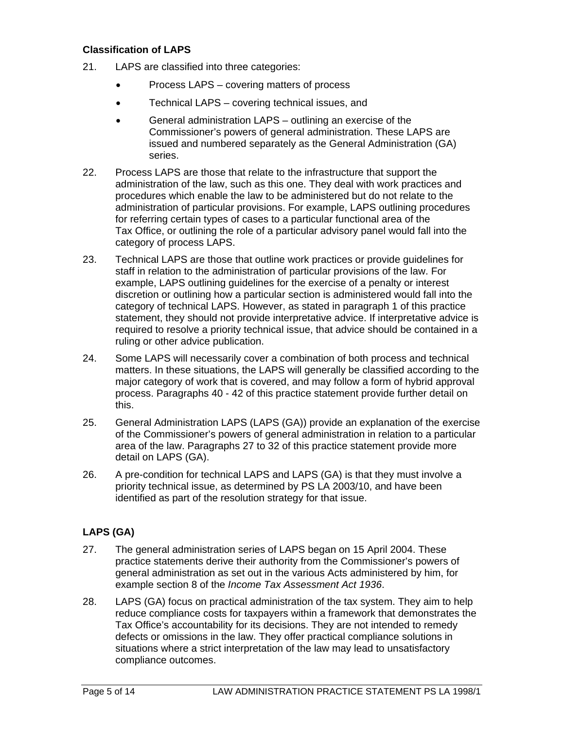### Classification of LAPS

21. LAPS are classified into three categories:

    - Process LAPS – covering matters of process
    - Technical LAPS – covering technical issues, and
    - General administration LAPS – outlining an exercise of the Commissioner's powers of general administration. These LAPS are issued and numbered separately as the General Administration (GA) series.

22. Process LAPS are those that relate to the infrastructure that support the administration of the law, such as this one. They deal with work practices and procedures which enable the law to be administered but do not relate to the administration of particular provisions. For example, LAPS outlining procedures for referring certain types of cases to a particular functional area of the Tax Office, or outlining the role of a particular advisory panel would fall into the category of process LAPS.

23. Technical LAPS are those that outline work practices or provide guidelines for staff in relation to the administration of particular provisions of the law. For example, LAPS outlining guidelines for the exercise of a penalty or interest discretion or outlining how a particular section is administered would fall into the category of technical LAPS. However, as stated in paragraph 1 of this practice statement, they should not provide interpretative advice. If interpretative advice is required to resolve a priority technical issue, that advice should be contained in a ruling or other advice publication.

24. Some LAPS will necessarily cover a combination of both process and technical matters. In these situations, the LAPS will generally be classified according to the major category of work that is covered, and may follow a form of hybrid approval process. Paragraphs 40 - 42 of this practice statement provide further detail on this.

25. General Administration LAPS (LAPS (GA)) provide an explanation of the exercise of the Commissioner's powers of general administration in relation to a particular area of the law. Paragraphs 27 to 32 of this practice statement provide more detail on LAPS (GA).

26. A pre-condition for technical LAPS and LAPS (GA) is that they must involve a priority technical issue, as determined by PS LA 2003/10, and have been identified as part of the resolution strategy for that issue.

### LAPS (GA)

27. The general administration series of LAPS began on 15 April 2004. These practice statements derive their authority from the Commissioner's powers of general administration as set out in the various Acts administered by him, for example section 8 of the *Income Tax Assessment Act 1936*.

28. LAPS (GA) focus on practical administration of the tax system. They aim to help reduce compliance costs for taxpayers within a framework that demonstrates the Tax Office's accountability for its decisions. They are not intended to remedy defects or omissions in the law. They offer practical compliance solutions in situations where a strict interpretation of the law may lead to unsatisfactory compliance outcomes.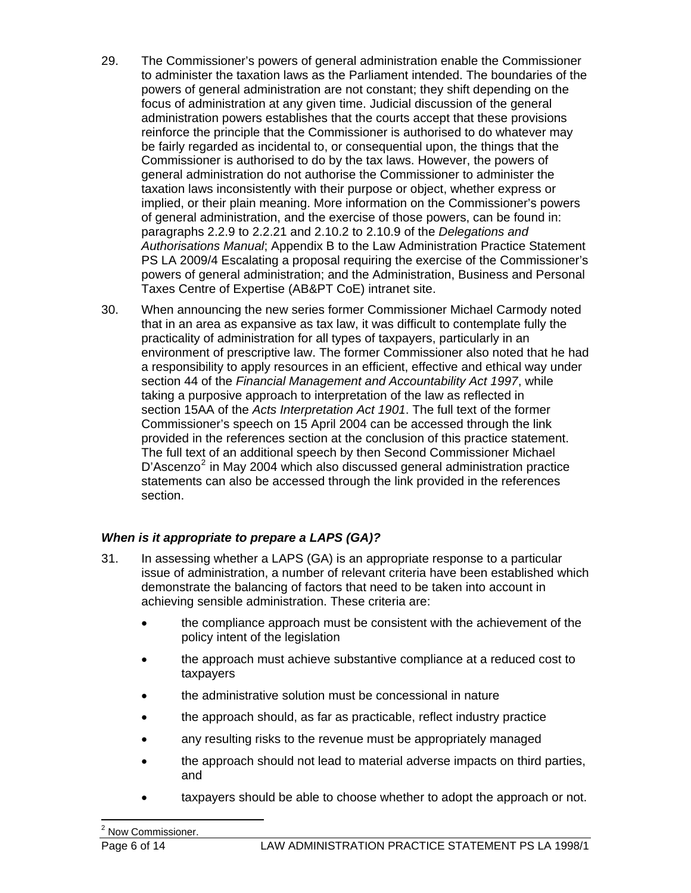29. The Commissioner's powers of general administration enable the Commissioner to administer the taxation laws as the Parliament intended. The boundaries of the powers of general administration are not constant; they shift depending on the focus of administration at any given time. Judicial discussion of the general administration powers establishes that the courts accept that these provisions reinforce the principle that the Commissioner is authorised to do whatever may be fairly regarded as incidental to, or consequential upon, the things that the Commissioner is authorised to do by the tax laws. However, the powers of general administration do not authorise the Commissioner to administer the taxation laws inconsistently with their purpose or object, whether express or implied, or their plain meaning. More information on the Commissioner's powers of general administration, and the exercise of those powers, can be found in: paragraphs 2.2.9 to 2.2.21 and 2.10.2 to 2.10.9 of the *Delegations and Authorisations Manual*; Appendix B to the Law Administration Practice Statement PS LA 2009/4 Escalating a proposal requiring the exercise of the Commissioner's powers of general administration; and the Administration, Business and Personal Taxes Centre of Expertise (AB&PT CoE) intranet site.

30. When announcing the new series former Commissioner Michael Carmody noted that in an area as expansive as tax law, it was difficult to contemplate fully the practicality of administration for all types of taxpayers, particularly in an environment of prescriptive law. The former Commissioner also noted that he had a responsibility to apply resources in an efficient, effective and ethical way under section 44 of the *Financial Management and Accountability Act 1997*, while taking a purposive approach to interpretation of the law as reflected in section 15AA of the *Acts Interpretation Act 1901*. The full text of the former Commissioner's speech on 15 April 2004 can be accessed through the link provided in the references section at the conclusion of this practice statement. The full text of an additional speech by then Second Commissioner Michael D'Ascenzo[2] in May 2004 which also discussed general administration practice statements can also be accessed through the link provided in the references section.

### *When is it appropriate to prepare a LAPS (GA)?*

31. In assessing whether a LAPS (GA) is an appropriate response to a particular issue of administration, a number of relevant criteria have been established which demonstrate the balancing of factors that need to be taken into account in achieving sensible administration. These criteria are:

- the compliance approach must be consistent with the achievement of the policy intent of the legislation
- the approach must achieve substantive compliance at a reduced cost to taxpayers
- the administrative solution must be concessional in nature
- the approach should, as far as practicable, reflect industry practice
- any resulting risks to the revenue must be appropriately managed
- the approach should not lead to material adverse impacts on third parties, and
- taxpayers should be able to choose whether to adopt the approach or not.

[2] Now Commissioner.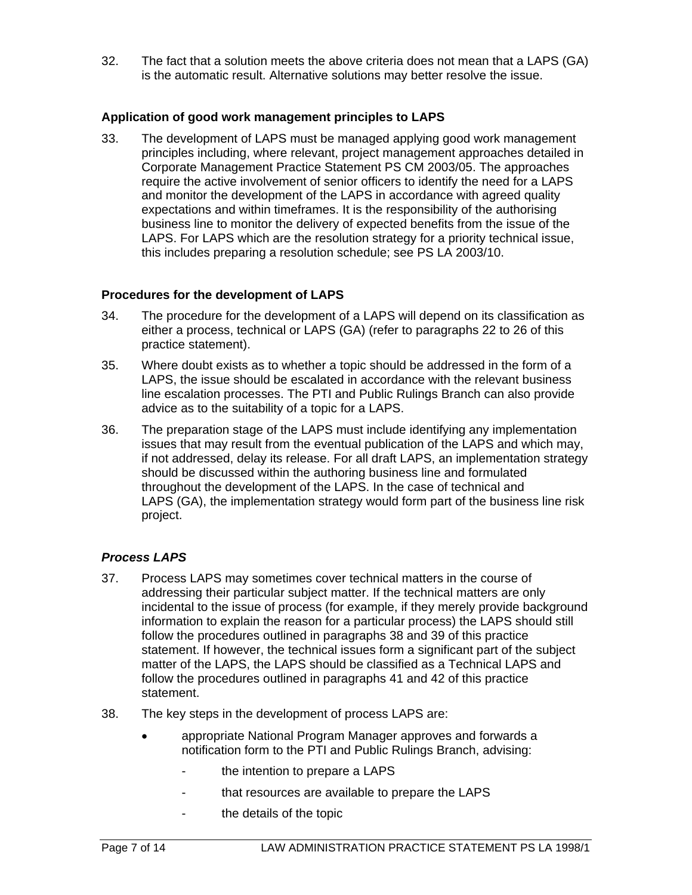32. The fact that a solution meets the above criteria does not mean that a LAPS (GA) is the automatic result. Alternative solutions may better resolve the issue.

### Application of good work management principles to LAPS

33. The development of LAPS must be managed applying good work management principles including, where relevant, project management approaches detailed in Corporate Management Practice Statement PS CM 2003/05. The approaches require the active involvement of senior officers to identify the need for a LAPS and monitor the development of the LAPS in accordance with agreed quality expectations and within timeframes. It is the responsibility of the authorising business line to monitor the delivery of expected benefits from the issue of the LAPS. For LAPS which are the resolution strategy for a priority technical issue, this includes preparing a resolution schedule; see PS LA 2003/10.

### Procedures for the development of LAPS

34. The procedure for the development of a LAPS will depend on its classification as either a process, technical or LAPS (GA) (refer to paragraphs 22 to 26 of this practice statement).

35. Where doubt exists as to whether a topic should be addressed in the form of a LAPS, the issue should be escalated in accordance with the relevant business line escalation processes. The PTI and Public Rulings Branch can also provide advice as to the suitability of a topic for a LAPS.

36. The preparation stage of the LAPS must include identifying any implementation issues that may result from the eventual publication of the LAPS and which may, if not addressed, delay its release. For all draft LAPS, an implementation strategy should be discussed within the authoring business line and formulated throughout the development of the LAPS. In the case of technical and LAPS (GA), the implementation strategy would form part of the business line risk project.

#### *Process LAPS*

37. Process LAPS may sometimes cover technical matters in the course of addressing their particular subject matter. If the technical matters are only incidental to the issue of process (for example, if they merely provide background information to explain the reason for a particular process) the LAPS should still follow the procedures outlined in paragraphs 38 and 39 of this practice statement. If however, the technical issues form a significant part of the subject matter of the LAPS, the LAPS should be classified as a Technical LAPS and follow the procedures outlined in paragraphs 41 and 42 of this practice statement.

38. The key steps in the development of process LAPS are:

- appropriate National Program Manager approves and forwards a notification form to the PTI and Public Rulings Branch, advising:
  - the intention to prepare a LAPS
  - that resources are available to prepare the LAPS
  - the details of the topic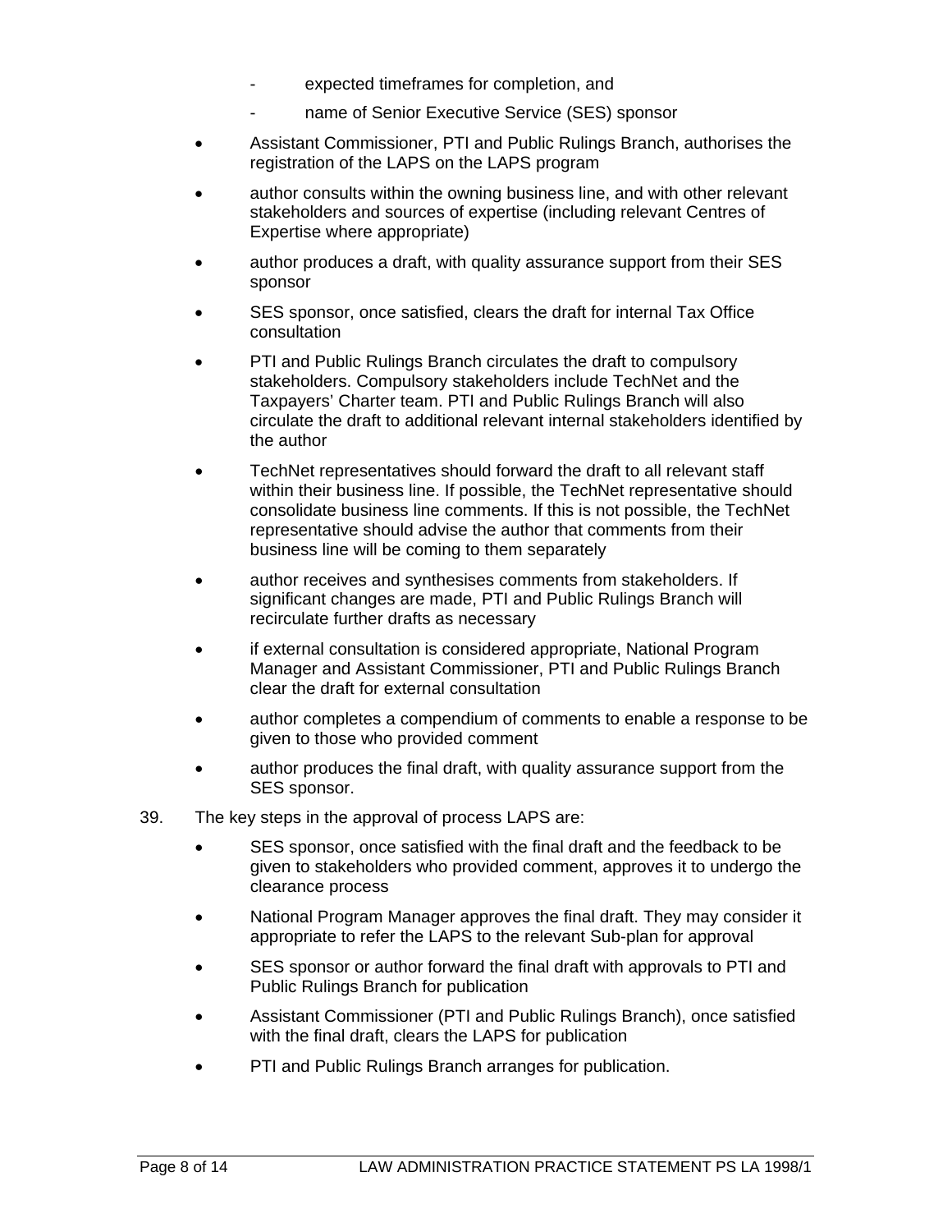- expected timeframes for completion, and
  - name of Senior Executive Service (SES) sponsor
- Assistant Commissioner, PTI and Public Rulings Branch, authorises the registration of the LAPS on the LAPS program
- author consults within the owning business line, and with other relevant stakeholders and sources of expertise (including relevant Centres of Expertise where appropriate)
- author produces a draft, with quality assurance support from their SES sponsor
- SES sponsor, once satisfied, clears the draft for internal Tax Office consultation
- PTI and Public Rulings Branch circulates the draft to compulsory stakeholders. Compulsory stakeholders include TechNet and the Taxpayers' Charter team. PTI and Public Rulings Branch will also circulate the draft to additional relevant internal stakeholders identified by the author
- TechNet representatives should forward the draft to all relevant staff within their business line. If possible, the TechNet representative should consolidate business line comments. If this is not possible, the TechNet representative should advise the author that comments from their business line will be coming to them separately
- author receives and synthesises comments from stakeholders. If significant changes are made, PTI and Public Rulings Branch will recirculate further drafts as necessary
- if external consultation is considered appropriate, National Program Manager and Assistant Commissioner, PTI and Public Rulings Branch clear the draft for external consultation
- author completes a compendium of comments to enable a response to be given to those who provided comment
- author produces the final draft, with quality assurance support from the SES sponsor.

39. The key steps in the approval of process LAPS are:

- SES sponsor, once satisfied with the final draft and the feedback to be given to stakeholders who provided comment, approves it to undergo the clearance process
- National Program Manager approves the final draft. They may consider it appropriate to refer the LAPS to the relevant Sub-plan for approval
- SES sponsor or author forward the final draft with approvals to PTI and Public Rulings Branch for publication
- Assistant Commissioner (PTI and Public Rulings Branch), once satisfied with the final draft, clears the LAPS for publication
- PTI and Public Rulings Branch arranges for publication.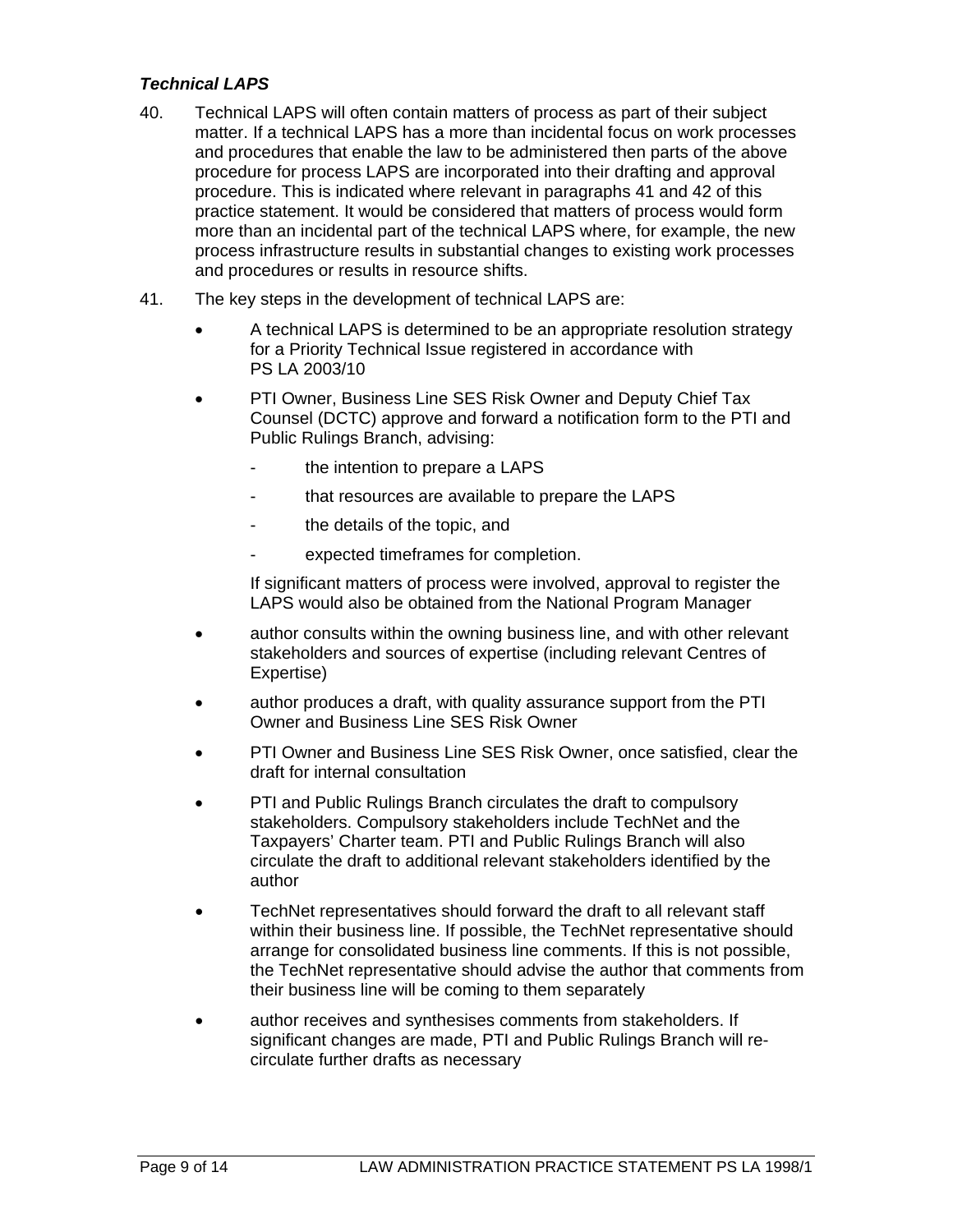### *Technical LAPS*

40. Technical LAPS will often contain matters of process as part of their subject matter. If a technical LAPS has a more than incidental focus on work processes and procedures that enable the law to be administered then parts of the above procedure for process LAPS are incorporated into their drafting and approval procedure. This is indicated where relevant in paragraphs 41 and 42 of this practice statement. It would be considered that matters of process would form more than an incidental part of the technical LAPS where, for example, the new process infrastructure results in substantial changes to existing work processes and procedures or results in resource shifts.

41. The key steps in the development of technical LAPS are:

- A technical LAPS is determined to be an appropriate resolution strategy for a Priority Technical Issue registered in accordance with PS LA 2003/10
- PTI Owner, Business Line SES Risk Owner and Deputy Chief Tax Counsel (DCTC) approve and forward a notification form to the PTI and Public Rulings Branch, advising:
  - the intention to prepare a LAPS
  - that resources are available to prepare the LAPS
  - the details of the topic, and
  - expected timeframes for completion.

  If significant matters of process were involved, approval to register the LAPS would also be obtained from the National Program Manager
- author consults within the owning business line, and with other relevant stakeholders and sources of expertise (including relevant Centres of Expertise)
- author produces a draft, with quality assurance support from the PTI Owner and Business Line SES Risk Owner
- PTI Owner and Business Line SES Risk Owner, once satisfied, clear the draft for internal consultation
- PTI and Public Rulings Branch circulates the draft to compulsory stakeholders. Compulsory stakeholders include TechNet and the Taxpayers' Charter team. PTI and Public Rulings Branch will also circulate the draft to additional relevant stakeholders identified by the author
- TechNet representatives should forward the draft to all relevant staff within their business line. If possible, the TechNet representative should arrange for consolidated business line comments. If this is not possible, the TechNet representative should advise the author that comments from their business line will be coming to them separately
- author receives and synthesises comments from stakeholders. If significant changes are made, PTI and Public Rulings Branch will re-circulate further drafts as necessary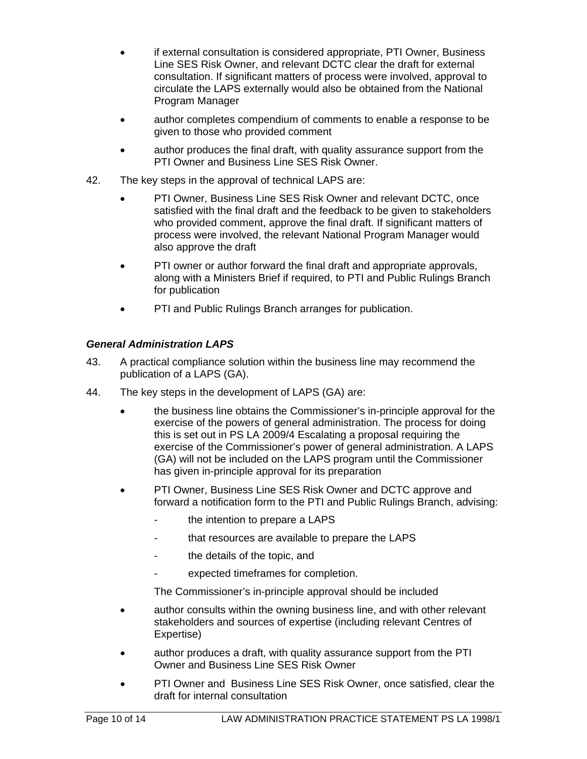- if external consultation is considered appropriate, PTI Owner, Business Line SES Risk Owner, and relevant DCTC clear the draft for external consultation. If significant matters of process were involved, approval to circulate the LAPS externally would also be obtained from the National Program Manager
- author completes compendium of comments to enable a response to be given to those who provided comment
- author produces the final draft, with quality assurance support from the PTI Owner and Business Line SES Risk Owner.

42. The key steps in the approval of technical LAPS are:

- PTI Owner, Business Line SES Risk Owner and relevant DCTC, once satisfied with the final draft and the feedback to be given to stakeholders who provided comment, approve the final draft. If significant matters of process were involved, the relevant National Program Manager would also approve the draft
- PTI owner or author forward the final draft and appropriate approvals, along with a Ministers Brief if required, to PTI and Public Rulings Branch for publication
- PTI and Public Rulings Branch arranges for publication.

***General Administration LAPS***

43. A practical compliance solution within the business line may recommend the publication of a LAPS (GA).

44. The key steps in the development of LAPS (GA) are:

- the business line obtains the Commissioner's in-principle approval for the exercise of the powers of general administration. The process for doing this is set out in PS LA 2009/4 Escalating a proposal requiring the exercise of the Commissioner's power of general administration. A LAPS (GA) will not be included on the LAPS program until the Commissioner has given in-principle approval for its preparation
- PTI Owner, Business Line SES Risk Owner and DCTC approve and forward a notification form to the PTI and Public Rulings Branch, advising:
  - the intention to prepare a LAPS
  - that resources are available to prepare the LAPS
  - the details of the topic, and
  - expected timeframes for completion.

  The Commissioner's in-principle approval should be included
- author consults within the owning business line, and with other relevant stakeholders and sources of expertise (including relevant Centres of Expertise)
- author produces a draft, with quality assurance support from the PTI Owner and Business Line SES Risk Owner
- PTI Owner and Business Line SES Risk Owner, once satisfied, clear the draft for internal consultation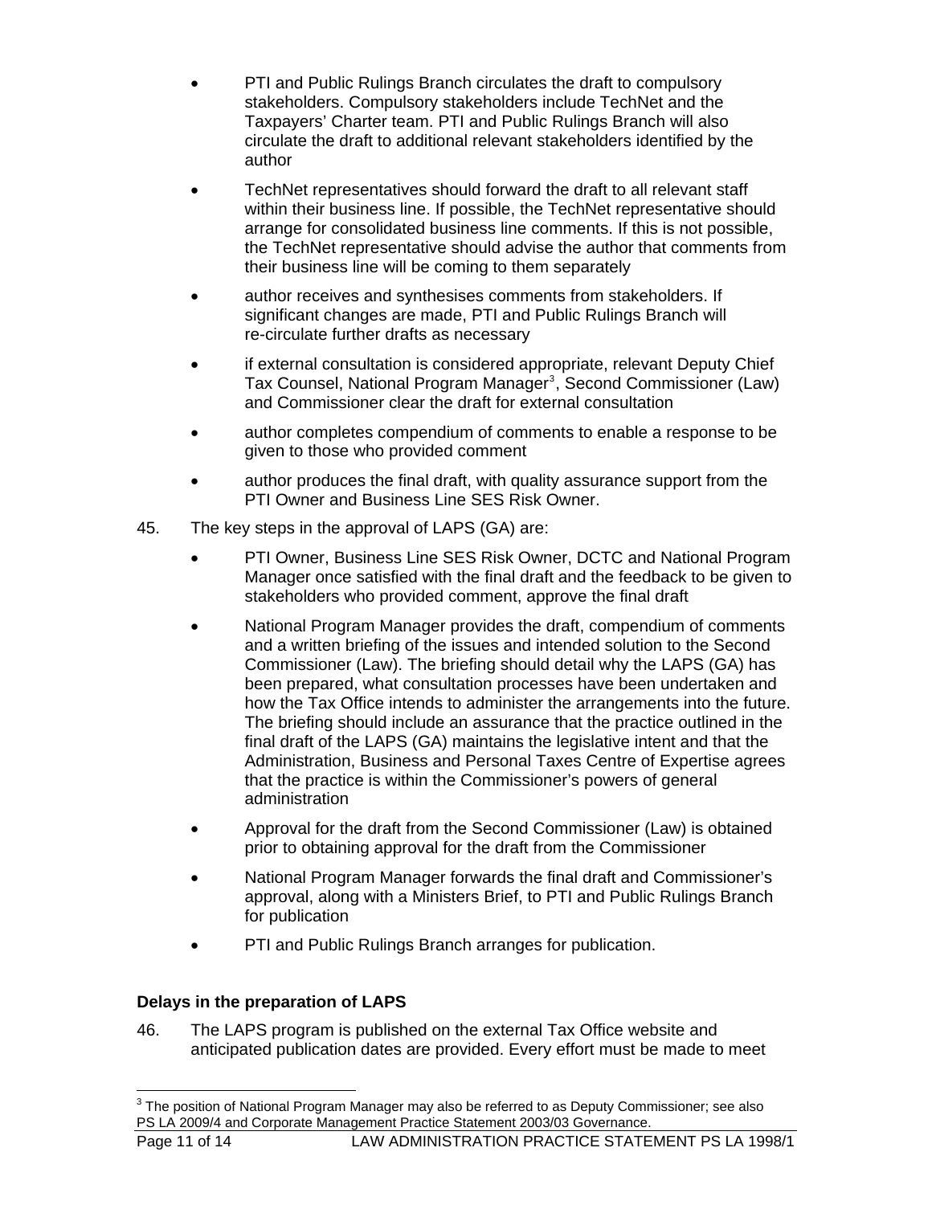- PTI and Public Rulings Branch circulates the draft to compulsory stakeholders. Compulsory stakeholders include TechNet and the Taxpayers' Charter team. PTI and Public Rulings Branch will also circulate the draft to additional relevant stakeholders identified by the author
- TechNet representatives should forward the draft to all relevant staff within their business line. If possible, the TechNet representative should arrange for consolidated business line comments. If this is not possible, the TechNet representative should advise the author that comments from their business line will be coming to them separately
- author receives and synthesises comments from stakeholders. If significant changes are made, PTI and Public Rulings Branch will re-circulate further drafts as necessary
- if external consultation is considered appropriate, relevant Deputy Chief Tax Counsel, National Program Manager[3], Second Commissioner (Law) and Commissioner clear the draft for external consultation
- author completes compendium of comments to enable a response to be given to those who provided comment
- author produces the final draft, with quality assurance support from the PTI Owner and Business Line SES Risk Owner.

45. The key steps in the approval of LAPS (GA) are:

- PTI Owner, Business Line SES Risk Owner, DCTC and National Program Manager once satisfied with the final draft and the feedback to be given to stakeholders who provided comment, approve the final draft
- National Program Manager provides the draft, compendium of comments and a written briefing of the issues and intended solution to the Second Commissioner (Law). The briefing should detail why the LAPS (GA) has been prepared, what consultation processes have been undertaken and how the Tax Office intends to administer the arrangements into the future. The briefing should include an assurance that the practice outlined in the final draft of the LAPS (GA) maintains the legislative intent and that the Administration, Business and Personal Taxes Centre of Expertise agrees that the practice is within the Commissioner's powers of general administration
- Approval for the draft from the Second Commissioner (Law) is obtained prior to obtaining approval for the draft from the Commissioner
- National Program Manager forwards the final draft and Commissioner's approval, along with a Ministers Brief, to PTI and Public Rulings Branch for publication
- PTI and Public Rulings Branch arranges for publication.

### Delays in the preparation of LAPS

46. The LAPS program is published on the external Tax Office website and anticipated publication dates are provided. Every effort must be made to meet

---

[3] The position of National Program Manager may also be referred to as Deputy Commissioner; see also PS LA 2009/4 and Corporate Management Practice Statement 2003/03 Governance.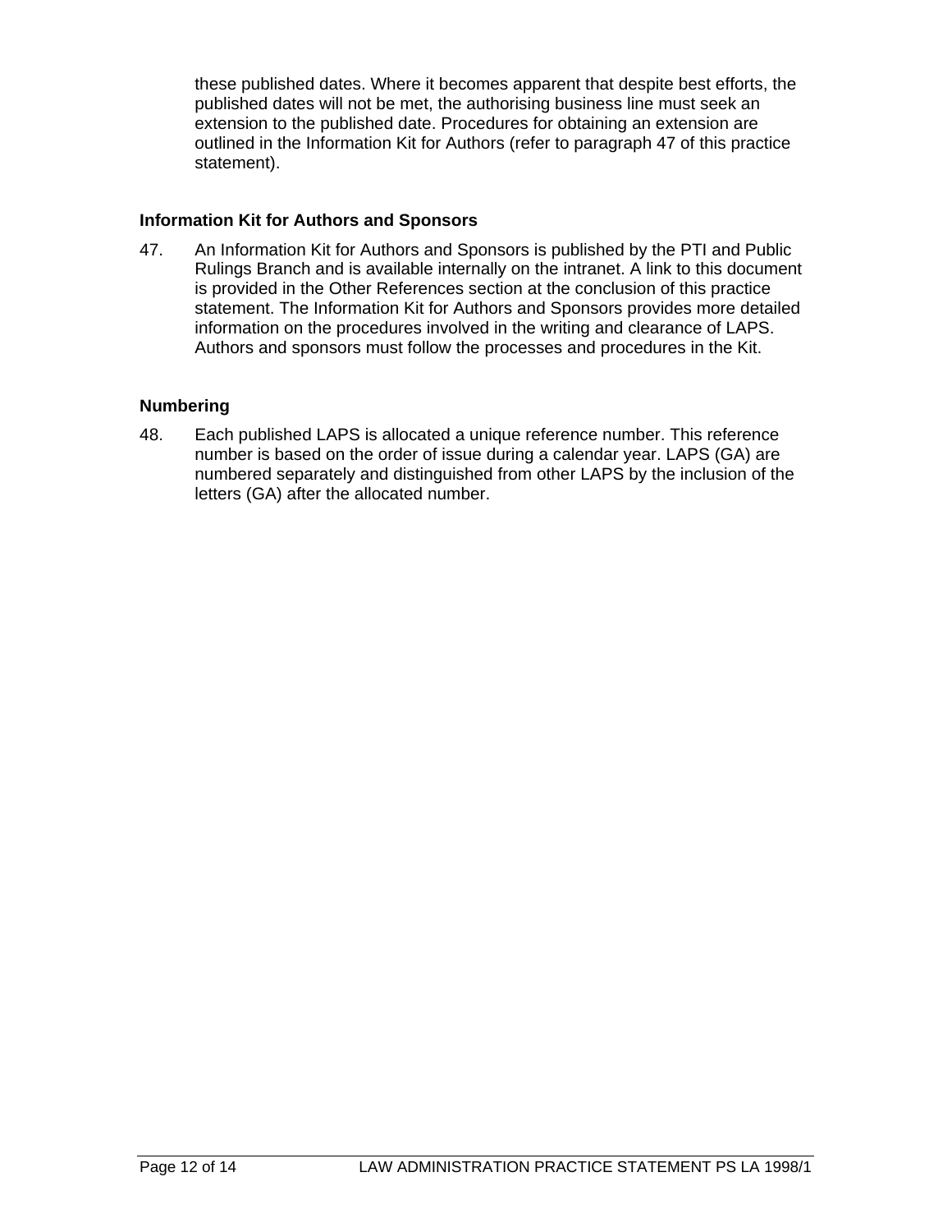these published dates. Where it becomes apparent that despite best efforts, the published dates will not be met, the authorising business line must seek an extension to the published date. Procedures for obtaining an extension are outlined in the Information Kit for Authors (refer to paragraph 47 of this practice statement).

### Information Kit for Authors and Sponsors

47. An Information Kit for Authors and Sponsors is published by the PTI and Public Rulings Branch and is available internally on the intranet. A link to this document is provided in the Other References section at the conclusion of this practice statement. The Information Kit for Authors and Sponsors provides more detailed information on the procedures involved in the writing and clearance of LAPS. Authors and sponsors must follow the processes and procedures in the Kit.

### Numbering

48. Each published LAPS is allocated a unique reference number. This reference number is based on the order of issue during a calendar year. LAPS (GA) are numbered separately and distinguished from other LAPS by the inclusion of the letters (GA) after the allocated number.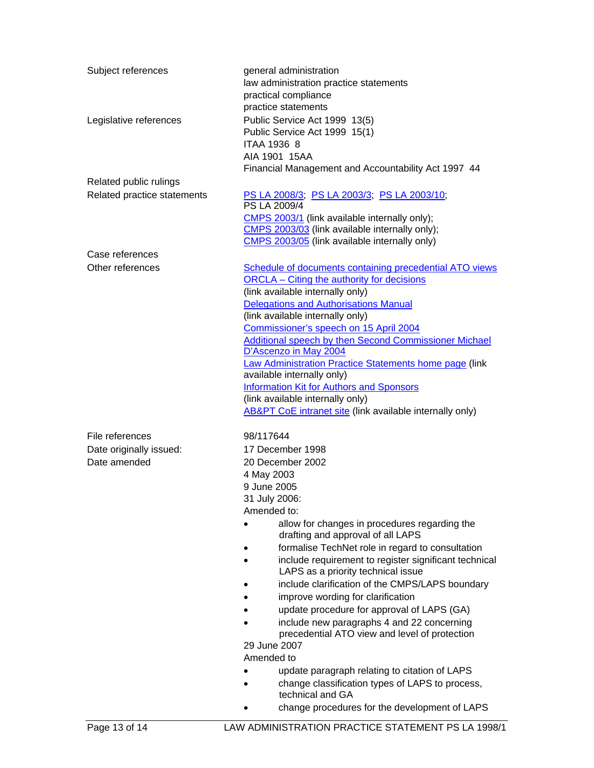| | |
|---|---|
| Subject references | general administration<br>law administration practice statements<br>practical compliance<br>practice statements |
| Legislative references | Public Service Act 1999 13(5)<br>Public Service Act 1999 15(1)<br>ITAA 1936 8<br>AIA 1901 15AA<br>Financial Management and Accountability Act 1997 44 |
| Related public rulings | |
| Related practice statements | PS LA 2008/3; PS LA 2003/3; PS LA 2003/10;<br>PS LA 2009/4<br>CMPS 2003/1 (link available internally only);<br>CMPS 2003/03 (link available internally only);<br>CMPS 2003/05 (link available internally only) |
| Case references | |
| Other references | Schedule of documents containing precedential ATO views<br>ORCLA – Citing the authority for decisions<br>(link available internally only)<br>Delegations and Authorisations Manual<br>(link available internally only)<br>Commissioner's speech on 15 April 2004<br>Additional speech by then Second Commissioner Michael D'Ascenzo in May 2004<br>Law Administration Practice Statements home page (link available internally only)<br>Information Kit for Authors and Sponsors<br>(link available internally only)<br>AB&PT CoE intranet site (link available internally only) |
| File references | 98/117644 |
| Date originally issued: | 17 December 1998 |
| Date amended | 20 December 2002<br>4 May 2003<br>9 June 2005<br>31 July 2006:<br>Amended to:<br>• allow for changes in procedures regarding the drafting and approval of all LAPS<br>• formalise TechNet role in regard to consultation<br>• include requirement to register significant technical LAPS as a priority technical issue<br>• include clarification of the CMPS/LAPS boundary<br>• improve wording for clarification<br>• update procedure for approval of LAPS (GA)<br>• include new paragraphs 4 and 22 concerning precedential ATO view and level of protection<br>29 June 2007<br>Amended to<br>• update paragraph relating to citation of LAPS<br>• change classification types of LAPS to process, technical and GA<br>• change procedures for the development of LAPS |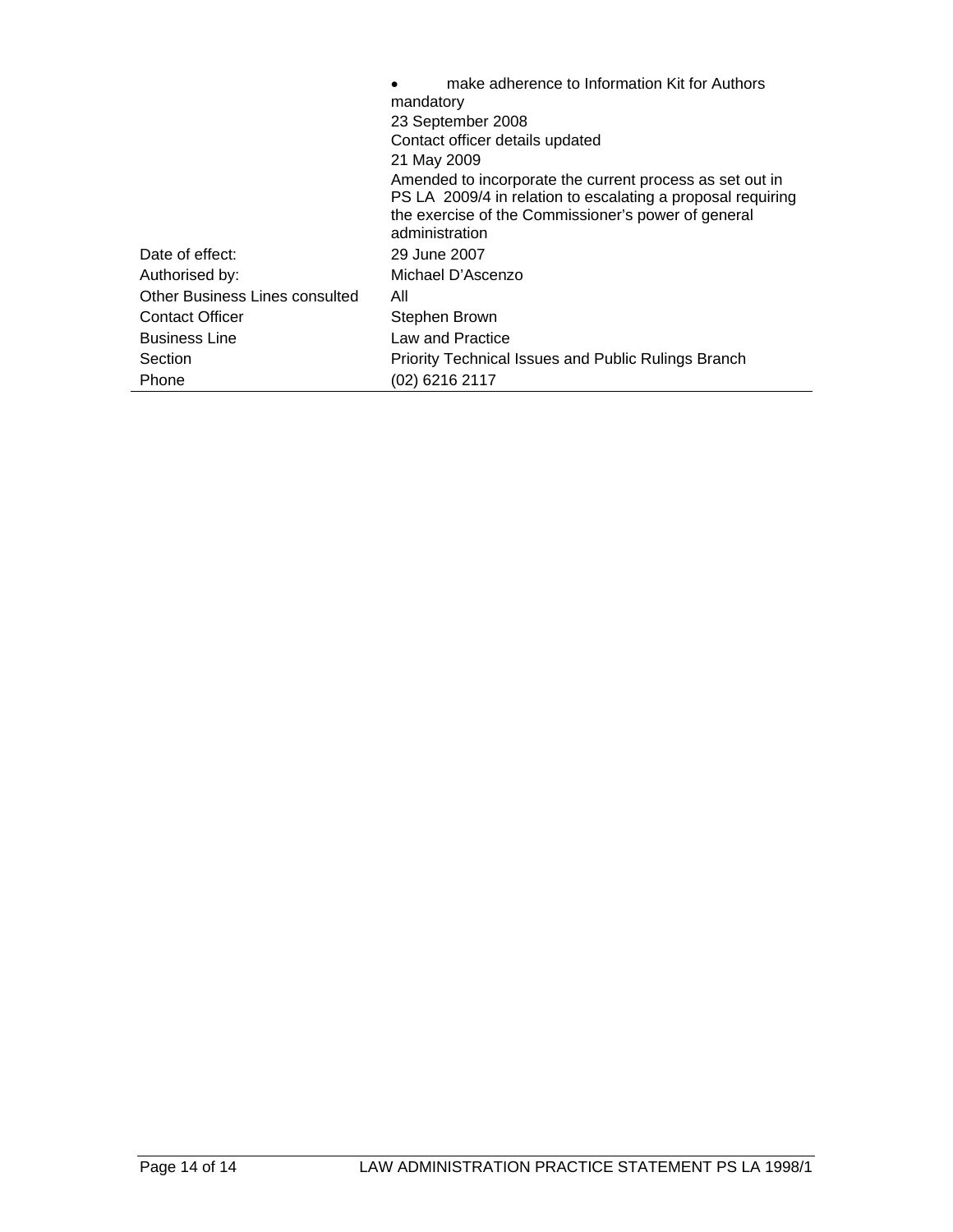| | |
|---|---|
| | • make adherence to Information Kit for Authors mandatory<br>23 September 2008<br>Contact officer details updated<br>21 May 2009<br>Amended to incorporate the current process as set out in PS LA 2009/4 in relation to escalating a proposal requiring the exercise of the Commissioner's power of general administration |
| Date of effect: | 29 June 2007 |
| Authorised by: | Michael D'Ascenzo |
| Other Business Lines consulted | All |
| Contact Officer | Stephen Brown |
| Business Line | Law and Practice |
| Section | Priority Technical Issues and Public Rulings Branch |
| Phone | (02) 6216 2117 |